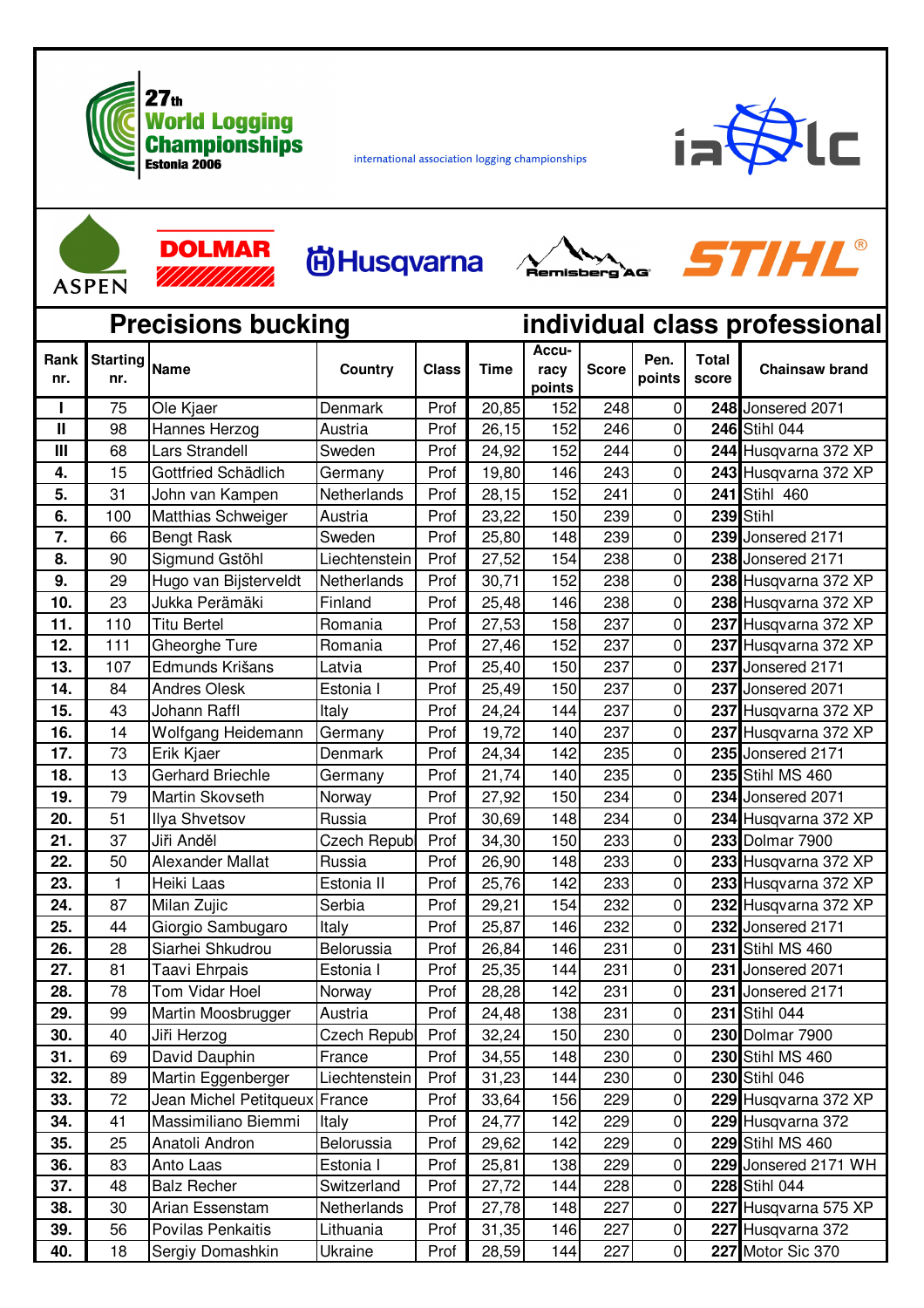**27th World Logging Championships**
Estonia 2006

international association logging championships

ASPEN · DOLMAR · Husqvarna · Remisberg AG · STIHL

## Precisions bucking — individual class professional

| Rank nr. | Starting nr. | Name | Country | Class | Time | Accu-racy points | Score | Pen. points | Total score | Chainsaw brand |
|---|---|---|---|---|---|---|---|---|---|---|
| I | 75 | Ole Kjaer | Denmark | Prof | 20,85 | 152 | 248 | 0 | **248** | Jonsered 2071 |
| II | 98 | Hannes Herzog | Austria | Prof | 26,15 | 152 | 246 | 0 | **246** | Stihl 044 |
| III | 68 | Lars Strandell | Sweden | Prof | 24,92 | 152 | 244 | 0 | **244** | Husqvarna 372 XP |
| 4. | 15 | Gottfried Schädlich | Germany | Prof | 19,80 | 146 | 243 | 0 | **243** | Husqvarna 372 XP |
| 5. | 31 | John van Kampen | Netherlands | Prof | 28,15 | 152 | 241 | 0 | **241** | Stihl 460 |
| 6. | 100 | Matthias Schweiger | Austria | Prof | 23,22 | 150 | 239 | 0 | **239** | Stihl |
| 7. | 66 | Bengt Rask | Sweden | Prof | 25,80 | 148 | 239 | 0 | **239** | Jonsered 2171 |
| 8. | 90 | Sigmund Gstöhl | Liechtenstein | Prof | 27,52 | 154 | 238 | 0 | **238** | Jonsered 2171 |
| 9. | 29 | Hugo van Bijsterveldt | Netherlands | Prof | 30,71 | 152 | 238 | 0 | **238** | Husqvarna 372 XP |
| 10. | 23 | Jukka Perämäki | Finland | Prof | 25,48 | 146 | 238 | 0 | **238** | Husqvarna 372 XP |
| 11. | 110 | Titu Bertel | Romania | Prof | 27,53 | 158 | 237 | 0 | **237** | Husqvarna 372 XP |
| 12. | 111 | Gheorghe Ture | Romania | Prof | 27,46 | 152 | 237 | 0 | **237** | Husqvarna 372 XP |
| 13. | 107 | Edmunds Krišans | Latvia | Prof | 25,40 | 150 | 237 | 0 | **237** | Jonsered 2171 |
| 14. | 84 | Andres Olesk | Estonia I | Prof | 25,49 | 150 | 237 | 0 | **237** | Jonsered 2071 |
| 15. | 43 | Johann Raffl | Italy | Prof | 24,24 | 144 | 237 | 0 | **237** | Husqvarna 372 XP |
| 16. | 14 | Wolfgang Heidemann | Germany | Prof | 19,72 | 140 | 237 | 0 | **237** | Husqvarna 372 XP |
| 17. | 73 | Erik Kjaer | Denmark | Prof | 24,34 | 142 | 235 | 0 | **235** | Jonsered 2171 |
| 18. | 13 | Gerhard Briechle | Germany | Prof | 21,74 | 140 | 235 | 0 | **235** | Stihl MS 460 |
| 19. | 79 | Martin Skovseth | Norway | Prof | 27,92 | 150 | 234 | 0 | **234** | Jonsered 2071 |
| 20. | 51 | Ilya Shvetsov | Russia | Prof | 30,69 | 148 | 234 | 0 | **234** | Husqvarna 372 XP |
| 21. | 37 | Jiři Anděl | Czech Repub | Prof | 34,30 | 150 | 233 | 0 | **233** | Dolmar 7900 |
| 22. | 50 | Alexander Mallat | Russia | Prof | 26,90 | 148 | 233 | 0 | **233** | Husqvarna 372 XP |
| 23. | 1 | Heiki Laas | Estonia II | Prof | 25,76 | 142 | 233 | 0 | **233** | Husqvarna 372 XP |
| 24. | 87 | Milan Zujic | Serbia | Prof | 29,21 | 154 | 232 | 0 | **232** | Husqvarna 372 XP |
| 25. | 44 | Giorgio Sambugaro | Italy | Prof | 25,87 | 146 | 232 | 0 | **232** | Jonsered 2171 |
| 26. | 28 | Siarhei Shkudrou | Belorussia | Prof | 26,84 | 146 | 231 | 0 | **231** | Stihl MS 460 |
| 27. | 81 | Taavi Ehrpais | Estonia I | Prof | 25,35 | 144 | 231 | 0 | **231** | Jonsered 2071 |
| 28. | 78 | Tom Vidar Hoel | Norway | Prof | 28,28 | 142 | 231 | 0 | **231** | Jonsered 2171 |
| 29. | 99 | Martin Moosbrugger | Austria | Prof | 24,48 | 138 | 231 | 0 | **231** | Stihl 044 |
| 30. | 40 | Jiři Herzog | Czech Repub | Prof | 32,24 | 150 | 230 | 0 | **230** | Dolmar 7900 |
| 31. | 69 | David Dauphin | France | Prof | 34,55 | 148 | 230 | 0 | **230** | Stihl MS 460 |
| 32. | 89 | Martin Eggenberger | Liechtenstein | Prof | 31,23 | 144 | 230 | 0 | **230** | Stihl 046 |
| 33. | 72 | Jean Michel Petitqueux | France | Prof | 33,64 | 156 | 229 | 0 | **229** | Husqvarna 372 XP |
| 34. | 41 | Massimiliano Biemmi | Italy | Prof | 24,77 | 142 | 229 | 0 | **229** | Husqvarna 372 |
| 35. | 25 | Anatoli Andron | Belorussia | Prof | 29,62 | 142 | 229 | 0 | **229** | Stihl MS 460 |
| 36. | 83 | Anto Laas | Estonia I | Prof | 25,81 | 138 | 229 | 0 | **229** | Jonsered 2171 WH |
| 37. | 48 | Balz Recher | Switzerland | Prof | 27,72 | 144 | 228 | 0 | **228** | Stihl 044 |
| 38. | 30 | Arian Essenstam | Netherlands | Prof | 27,78 | 148 | 227 | 0 | **227** | Husqvarna 575 XP |
| 39. | 56 | Povilas Penkaitis | Lithuania | Prof | 31,35 | 146 | 227 | 0 | **227** | Husqvarna 372 |
| 40. | 18 | Sergiy Domashkin | Ukraine | Prof | 28,59 | 144 | 227 | 0 | **227** | Motor Sic 370 |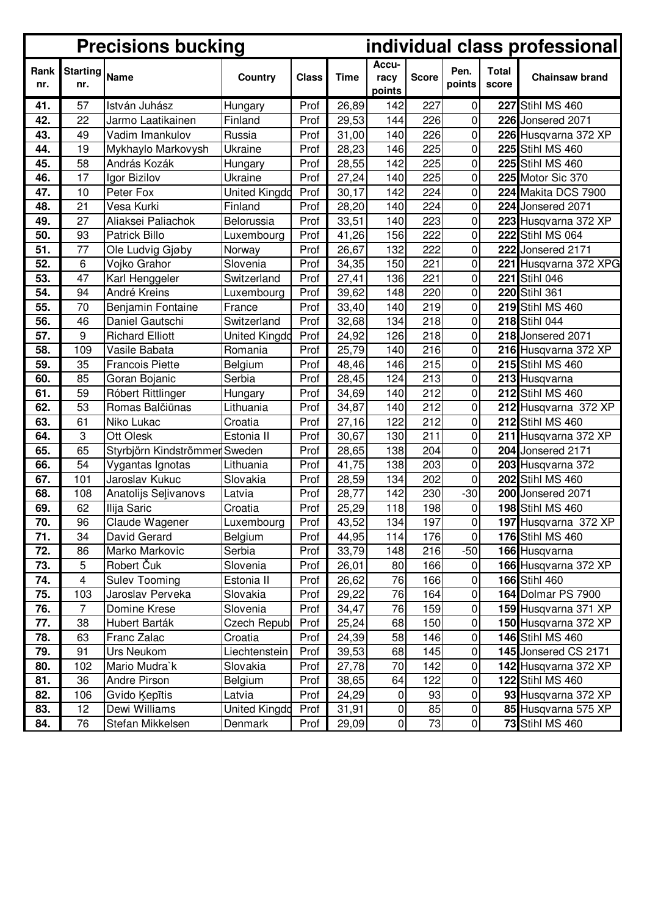## Precisions bucking — individual class professional

| Rank nr. | Starting nr. | Name | Country | Class | Time | Accu-racy points | Score | Pen. points | Total score | Chainsaw brand |
|---|---|---|---|---|---|---|---|---|---|---|
| 41. | 57 | István Juhász | Hungary | Prof | 26,89 | 142 | 227 | 0 | **227** | Stihl MS 460 |
| 42. | 22 | Jarmo Laatikainen | Finland | Prof | 29,53 | 144 | 226 | 0 | **226** | Jonsered 2071 |
| 43. | 49 | Vadim Imankulov | Russia | Prof | 31,00 | 140 | 226 | 0 | **226** | Husqvarna 372 XP |
| 44. | 19 | Mykhaylo Markovysh | Ukraine | Prof | 28,23 | 146 | 225 | 0 | **225** | Stihl MS 460 |
| 45. | 58 | András Kozák | Hungary | Prof | 28,55 | 142 | 225 | 0 | **225** | Stihl MS 460 |
| 46. | 17 | Igor Bizilov | Ukraine | Prof | 27,24 | 140 | 225 | 0 | **225** | Motor Sic 370 |
| 47. | 10 | Peter Fox | United Kingdo | Prof | 30,17 | 142 | 224 | 0 | **224** | Makita DCS 7900 |
| 48. | 21 | Vesa Kurki | Finland | Prof | 28,20 | 140 | 224 | 0 | **224** | Jonsered 2071 |
| 49. | 27 | Aliaksei Paliachok | Belorussia | Prof | 33,51 | 140 | 223 | 0 | **223** | Husqvarna 372 XP |
| 50. | 93 | Patrick Billo | Luxembourg | Prof | 41,26 | 156 | 222 | 0 | **222** | Stihl MS 064 |
| 51. | 77 | Ole Ludvig Gjøby | Norway | Prof | 26,67 | 132 | 222 | 0 | **222** | Jonsered 2171 |
| 52. | 6 | Vojko Grahor | Slovenia | Prof | 34,35 | 150 | 221 | 0 | **221** | Husqvarna 372 XPG |
| 53. | 47 | Karl Henggeler | Switzerland | Prof | 27,41 | 136 | 221 | 0 | **221** | Stihl 046 |
| 54. | 94 | André Kreins | Luxembourg | Prof | 39,62 | 148 | 220 | 0 | **220** | Stihl 361 |
| 55. | 70 | Benjamin Fontaine | France | Prof | 33,40 | 140 | 219 | 0 | **219** | Stihl MS 460 |
| 56. | 46 | Daniel Gautschi | Switzerland | Prof | 32,68 | 134 | 218 | 0 | **218** | Stihl 044 |
| 57. | 9 | Richard Elliott | United Kingdo | Prof | 24,92 | 126 | 218 | 0 | **218** | Jonsered 2071 |
| 58. | 109 | Vasile Babata | Romania | Prof | 25,79 | 140 | 216 | 0 | **216** | Husqvarna 372 XP |
| 59. | 35 | Francois Piette | Belgium | Prof | 48,46 | 146 | 215 | 0 | **215** | Stihl MS 460 |
| 60. | 85 | Goran Bojanic | Serbia | Prof | 28,45 | 124 | 213 | 0 | **213** | Husqvarna |
| 61. | 59 | Róbert Rittlinger | Hungary | Prof | 34,69 | 140 | 212 | 0 | **212** | Stihl MS 460 |
| 62. | 53 | Romas Balčiūnas | Lithuania | Prof | 34,87 | 140 | 212 | 0 | **212** | Husqvarna 372 XP |
| 63. | 61 | Niko Lukac | Croatia | Prof | 27,16 | 122 | 212 | 0 | **212** | Stihl MS 460 |
| 64. | 3 | Ott Olesk | Estonia II | Prof | 30,67 | 130 | 211 | 0 | **211** | Husqvarna 372 XP |
| 65. | 65 | Styrbjörn Kindströmmer | Sweden | Prof | 28,65 | 138 | 204 | 0 | **204** | Jonsered 2171 |
| 66. | 54 | Vygantas Ignotas | Lithuania | Prof | 41,75 | 138 | 203 | 0 | **203** | Husqvarna 372 |
| 67. | 101 | Jaroslav Kukuc | Slovakia | Prof | 28,59 | 134 | 202 | 0 | **202** | Stihl MS 460 |
| 68. | 108 | Anatolijs Seļivanovs | Latvia | Prof | 28,77 | 142 | 230 | -30 | **200** | Jonsered 2071 |
| 69. | 62 | Ilija Saric | Croatia | Prof | 25,29 | 118 | 198 | 0 | **198** | Stihl MS 460 |
| 70. | 96 | Claude Wagener | Luxembourg | Prof | 43,52 | 134 | 197 | 0 | **197** | Husqvarna 372 XP |
| 71. | 34 | David Gerard | Belgium | Prof | 44,95 | 114 | 176 | 0 | **176** | Stihl MS 460 |
| 72. | 86 | Marko Markovic | Serbia | Prof | 33,79 | 148 | 216 | -50 | **166** | Husqvarna |
| 73. | 5 | Robert Čuk | Slovenia | Prof | 26,01 | 80 | 166 | 0 | **166** | Husqvarna 372 XP |
| 74. | 4 | Sulev Tooming | Estonia II | Prof | 26,62 | 76 | 166 | 0 | **166** | Stihl 460 |
| 75. | 103 | Jaroslav Perveka | Slovakia | Prof | 29,22 | 76 | 164 | 0 | **164** | Dolmar PS 7900 |
| 76. | 7 | Domine Krese | Slovenia | Prof | 34,47 | 76 | 159 | 0 | **159** | Husqvarna 371 XP |
| 77. | 38 | Hubert Barták | Czech Repub | Prof | 25,24 | 68 | 150 | 0 | **150** | Husqvarna 372 XP |
| 78. | 63 | Franc Zalac | Croatia | Prof | 24,39 | 58 | 146 | 0 | **146** | Stihl MS 460 |
| 79. | 91 | Urs Neukom | Liechtenstein | Prof | 39,53 | 68 | 145 | 0 | **145** | Jonsered CS 2171 |
| 80. | 102 | Mario Mudra`k | Slovakia | Prof | 27,78 | 70 | 142 | 0 | **142** | Husqvarna 372 XP |
| 81. | 36 | Andre Pirson | Belgium | Prof | 38,65 | 64 | 122 | 0 | **122** | Stihl MS 460 |
| 82. | 106 | Gvido Ķepītis | Latvia | Prof | 24,29 | 0 | 93 | 0 | **93** | Husqvarna 372 XP |
| 83. | 12 | Dewi Williams | United Kingdo | Prof | 31,91 | 0 | 85 | 0 | **85** | Husqvarna 575 XP |
| 84. | 76 | Stefan Mikkelsen | Denmark | Prof | 29,09 | 0 | 73 | 0 | **73** | Stihl MS 460 |